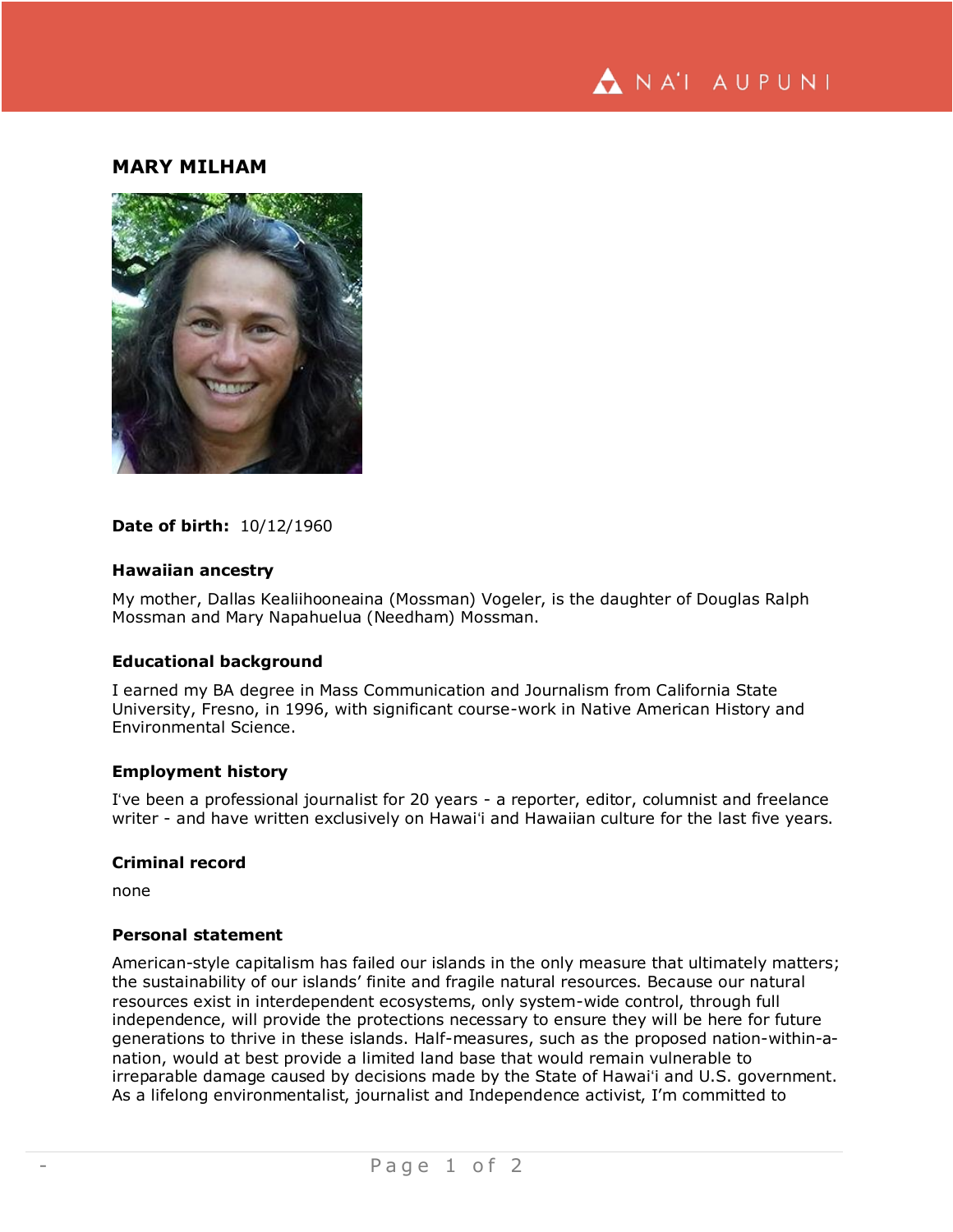## MARY MILHAM

**Date of birth:** 10/12/1960

### Hawaiian ancestry

My mother, Dallas Kealiihooneaina (Mossman) Vogeler, is the daughter of Douglas Ralph Mossman and Mary Napahuelua (Needham) Mossman.

### Educational background

I earned my BA degree in Mass Communication and Journalism from California State University, Fresno, in 1996, with significant course-work in Native American History and Environmental Science.

### Employment history

I've been a professional journalist for 20 years - a reporter, editor, columnist and freelance writer - and have written exclusively on Hawaiʻi and Hawaiian culture for the last five years.

### Criminal record

none

### Personal statement

American-style capitalism has failed our islands in the only measure that ultimately matters; the sustainability of our islands' finite and fragile natural resources. Because our natural resources exist in interdependent ecosystems, only system-wide control, through full independence, will provide the protections necessary to ensure they will be here for future generations to thrive in these islands. Half-measures, such as the proposed nation-within-a-nation, would at best provide a limited land base that would remain vulnerable to irreparable damage caused by decisions made by the State of Hawaiʻi and U.S. government. As a lifelong environmentalist, journalist and Independence activist, I'm committed to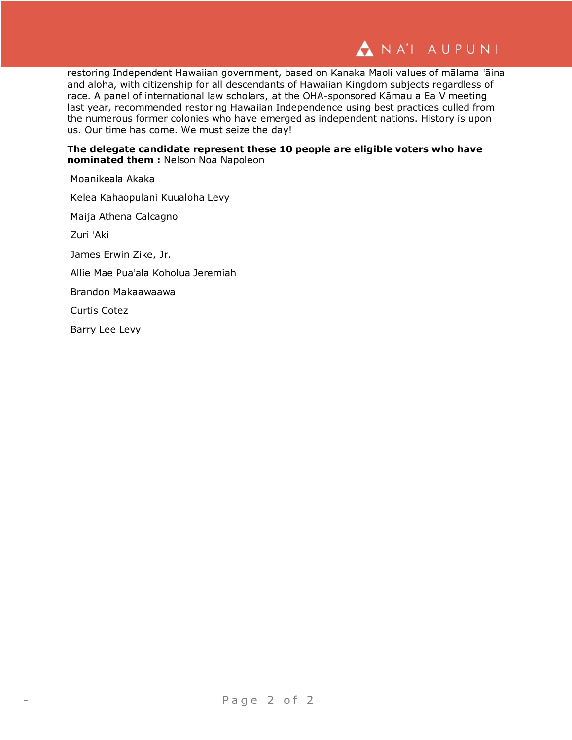restoring Independent Hawaiian government, based on Kanaka Maoli values of mālama ʻāina and aloha, with citizenship for all descendants of Hawaiian Kingdom subjects regardless of race. A panel of international law scholars, at the OHA-sponsored Kāmau a Ea V meeting last year, recommended restoring Hawaiian Independence using best practices culled from the numerous former colonies who have emerged as independent nations. History is upon us. Our time has come. We must seize the day!

**The delegate candidate represent these 10 people are eligible voters who have nominated them :** Nelson Noa Napoleon

Moanikeala Akaka

Kelea Kahaopulani Kuualoha Levy

Maija Athena Calcagno

Zuri ʻAki

James Erwin Zike, Jr.

Allie Mae Puaʻala Koholua Jeremiah

Brandon Makaawaawa

Curtis Cotez

Barry Lee Levy